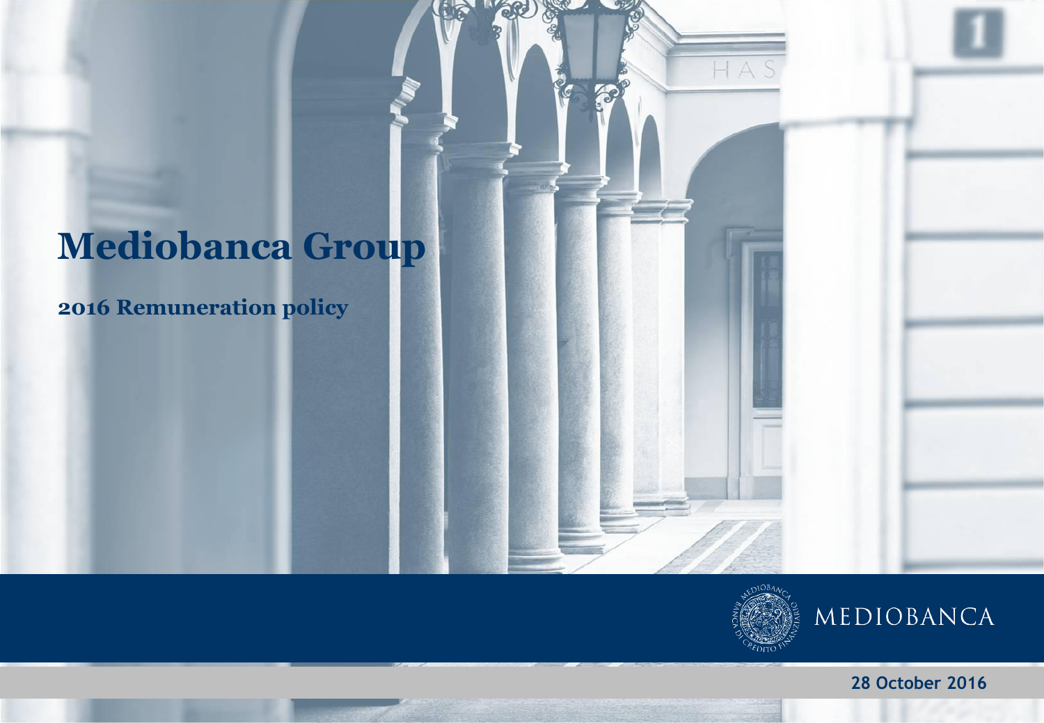# Mediobanca Group

## 2016 Remuneration policy

MEDIOBANCA

**28 October 2016**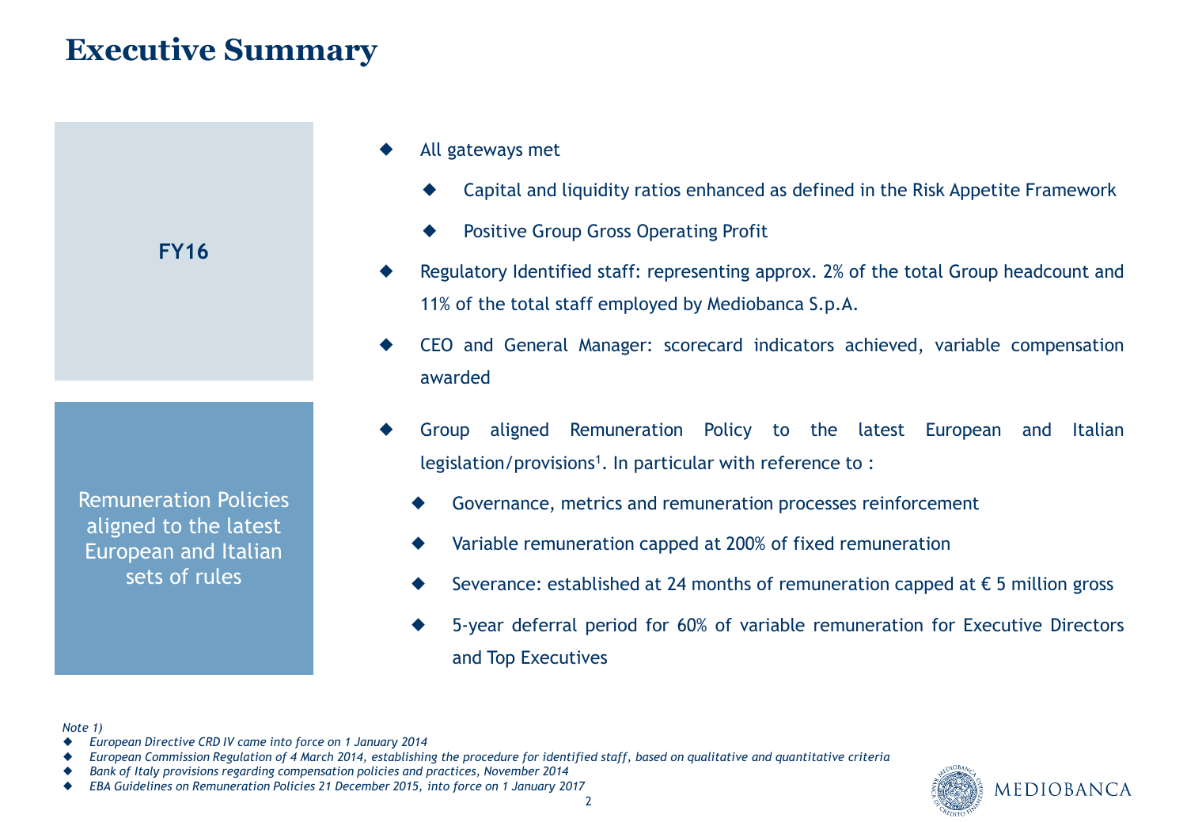# Executive Summary

**FY16**

- All gateways met
  - Capital and liquidity ratios enhanced as defined in the Risk Appetite Framework
  - Positive Group Gross Operating Profit
- Regulatory Identified staff: representing approx. 2% of the total Group headcount and 11% of the total staff employed by Mediobanca S.p.A.
- CEO and General Manager: scorecard indicators achieved, variable compensation awarded

**Remuneration Policies aligned to the latest European and Italian sets of rules**

- Group aligned Remuneration Policy to the latest European and Italian legislation/provisions[1]. In particular with reference to :
  - Governance, metrics and remuneration processes reinforcement
  - Variable remuneration capped at 200% of fixed remuneration
  - Severance: established at 24 months of remuneration capped at € 5 million gross
  - 5-year deferral period for 60% of variable remuneration for Executive Directors and Top Executives

*Note 1)*

- *European Directive CRD IV came into force on 1 January 2014*
- *European Commission Regulation of 4 March 2014, establishing the procedure for identified staff, based on qualitative and quantitative criteria*
- *Bank of Italy provisions regarding compensation policies and practices, November 2014*
- *EBA Guidelines on Remuneration Policies 21 December 2015, into force on 1 January 2017*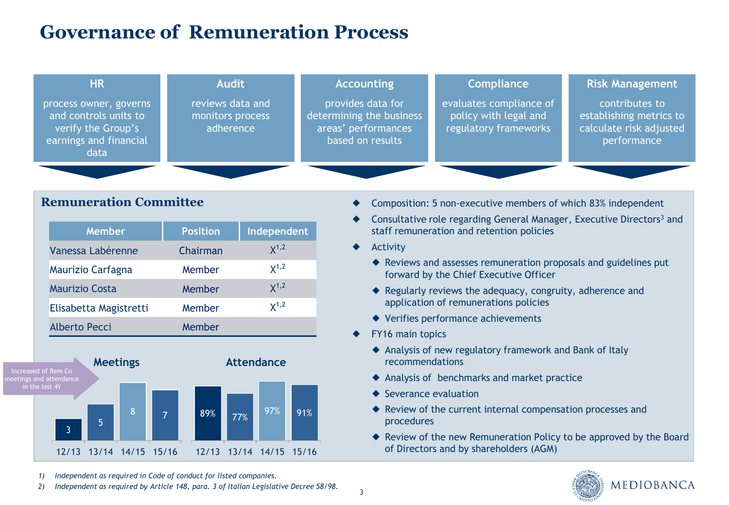# Governance of Remuneration Process

**HR**

process owner, governs and controls units to verify the Group's earnings and financial data

**Audit**

reviews data and monitors process adherence

**Accounting**

provides data for determining the business areas' performances based on results

**Compliance**

evaluates compliance of policy with legal and regulatory frameworks

**Risk Management**

contributes to establishing metrics to calculate risk adjusted performance

## Remuneration Committee

| Member | Position | Independent |
|---|---|---|
| Vanessa Labérenne | Chairman | X[1,2] |
| Maurizio Carfagna | Member | X[1,2] |
| Maurizio Costa | Member | X[1,2] |
| Elisabetta Magistretti | Member | X[1,2] |
| Alberto Pecci | Member | |

Increased of Rem Co meetings and attendance in the last 4Y

**Meetings**

| 12/13 | 13/14 | 14/15 | 15/16 |
|---|---|---|---|
| 3 | 5 | 8 | 7 |

**Attendance**

| 12/13 | 13/14 | 14/15 | 15/16 |
|---|---|---|---|
| 89% | 77% | 97% | 91% |

- Composition: 5 non-executive members of which 83% independent
- Consultative role regarding General Manager, Executive Directors[3] and staff remuneration and retention policies
- Activity
  - Reviews and assesses remuneration proposals and guidelines put forward by the Chief Executive Officer
  - Regularly reviews the adequacy, congruity, adherence and application of remunerations policies
  - Verifies performance achievements
- FY16 main topics
  - Analysis of new regulatory framework and Bank of Italy recommendations
  - Analysis of benchmarks and market practice
  - Severance evaluation
  - Review of the current internal compensation processes and procedures
  - Review of the new Remuneration Policy to be approved by the Board of Directors and by shareholders (AGM)

*1) Independent as required in Code of conduct for listed companies.*

*2) Independent as required by Article 148, para. 3 of Italian Legislative Decree 58/98.*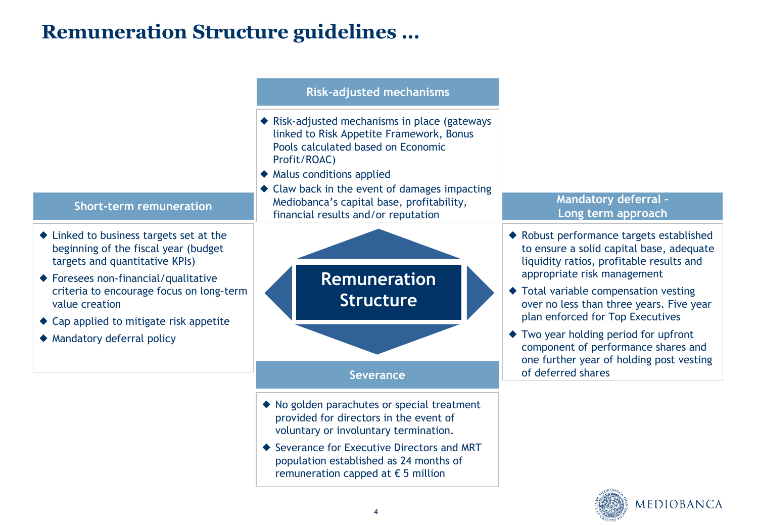# Remuneration Structure guidelines …

## Remuneration Structure

### Short-term remuneration

- Linked to business targets set at the beginning of the fiscal year (budget targets and quantitative KPIs)
- Foresees non-financial/qualitative criteria to encourage focus on long-term value creation
- Cap applied to mitigate risk appetite
- Mandatory deferral policy

### Risk-adjusted mechanisms

- Risk-adjusted mechanisms in place (gateways linked to Risk Appetite Framework, Bonus Pools calculated based on Economic Profit/ROAC)
- Malus conditions applied
- Claw back in the event of damages impacting Mediobanca's capital base, profitability, financial results and/or reputation

### Mandatory deferral - Long term approach

- Robust performance targets established to ensure a solid capital base, adequate liquidity ratios, profitable results and appropriate risk management
- Total variable compensation vesting over no less than three years. Five year plan enforced for Top Executives
- Two year holding period for upfront component of performance shares and one further year of holding post vesting of deferred shares

### Severance

- No golden parachutes or special treatment provided for directors in the event of voluntary or involuntary termination.
- Severance for Executive Directors and MRT population established as 24 months of remuneration capped at € 5 million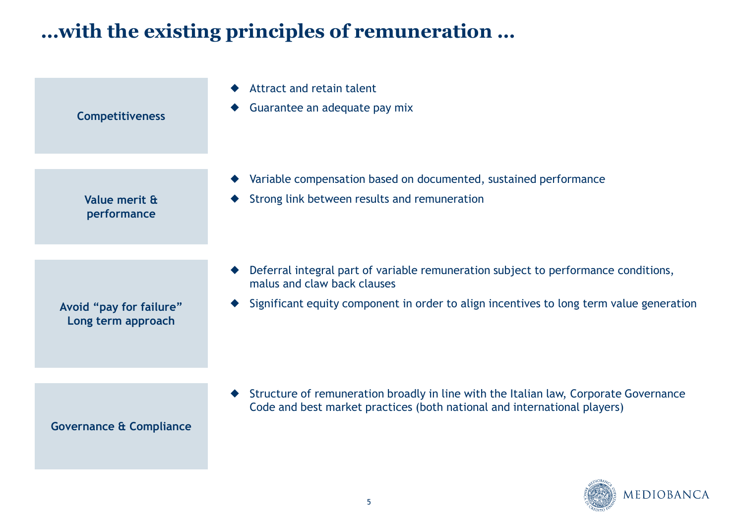# …with the existing principles of remuneration …

| | |
|---|---|
| **Competitiveness** | ◆ Attract and retain talent<br>◆ Guarantee an adequate pay mix |
| **Value merit & performance** | ◆ Variable compensation based on documented, sustained performance<br>◆ Strong link between results and remuneration |
| **Avoid "pay for failure" Long term approach** | ◆ Deferral integral part of variable remuneration subject to performance conditions, malus and claw back clauses<br>◆ Significant equity component in order to align incentives to long term value generation |
| **Governance & Compliance** | ◆ Structure of remuneration broadly in line with the Italian law, Corporate Governance Code and best market practices (both national and international players) |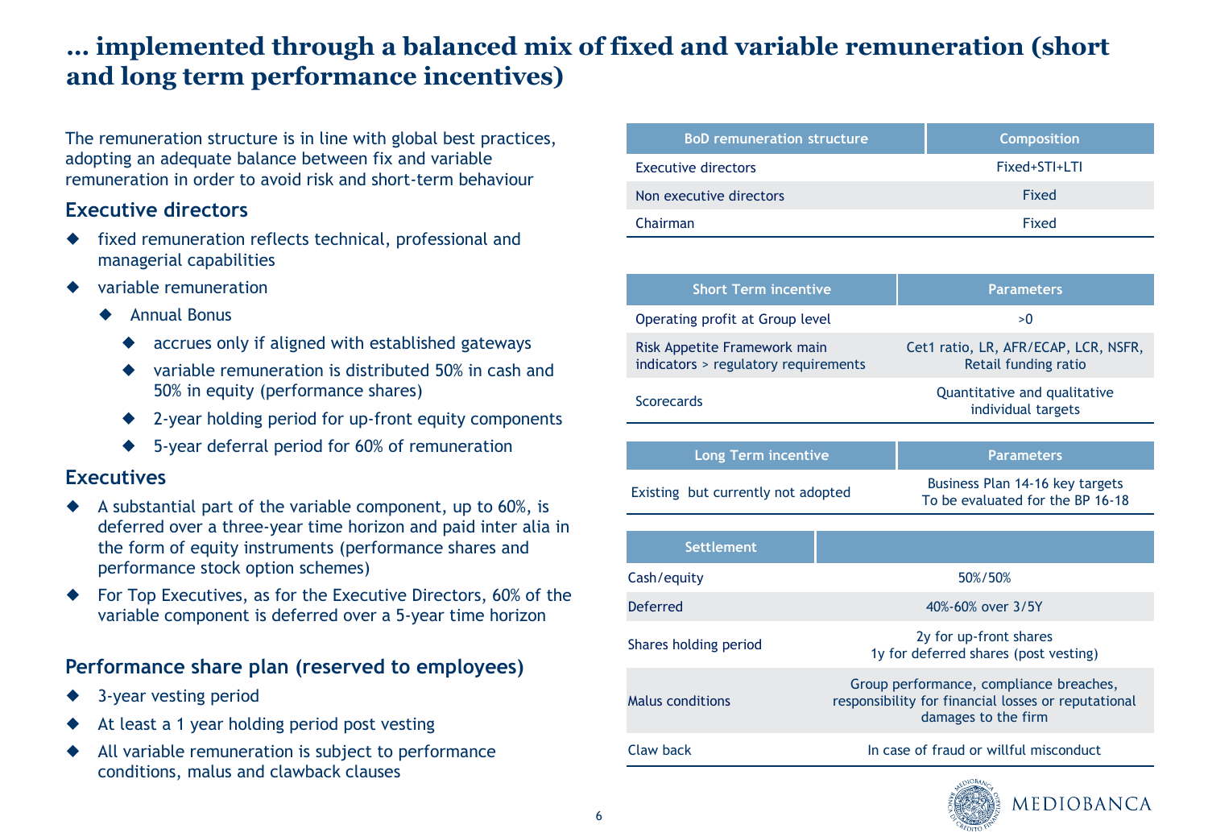# … implemented through a balanced mix of fixed and variable remuneration (short and long term performance incentives)

The remuneration structure is in line with global best practices, adopting an adequate balance between fix and variable remuneration in order to avoid risk and short-term behaviour

## Executive directors

- fixed remuneration reflects technical, professional and managerial capabilities
- variable remuneration
  - Annual Bonus
    - accrues only if aligned with established gateways
    - variable remuneration is distributed 50% in cash and 50% in equity (performance shares)
    - 2-year holding period for up-front equity components
    - 5-year deferral period for 60% of remuneration

## Executives

- A substantial part of the variable component, up to 60%, is deferred over a three-year time horizon and paid inter alia in the form of equity instruments (performance shares and performance stock option schemes)
- For Top Executives, as for the Executive Directors, 60% of the variable component is deferred over a 5-year time horizon

## Performance share plan (reserved to employees)

- 3-year vesting period
- At least a 1 year holding period post vesting
- All variable remuneration is subject to performance conditions, malus and clawback clauses

| BoD remuneration structure | Composition |
|---|---|
| Executive directors | Fixed+STI+LTI |
| Non executive directors | Fixed |
| Chairman | Fixed |

| Short Term incentive | Parameters |
|---|---|
| Operating profit at Group level | >0 |
| Risk Appetite Framework main indicators > regulatory requirements | Cet1 ratio, LR, AFR/ECAP, LCR, NSFR, Retail funding ratio |
| Scorecards | Quantitative and qualitative individual targets |

| Long Term incentive | Parameters |
|---|---|
| Existing but currently not adopted | Business Plan 14-16 key targets<br>To be evaluated for the BP 16-18 |

| Settlement | |
|---|---|
| Cash/equity | 50%/50% |
| Deferred | 40%-60% over 3/5Y |
| Shares holding period | 2y for up-front shares<br>1y for deferred shares (post vesting) |
| Malus conditions | Group performance, compliance breaches, responsibility for financial losses or reputational damages to the firm |
| Claw back | In case of fraud or willful misconduct |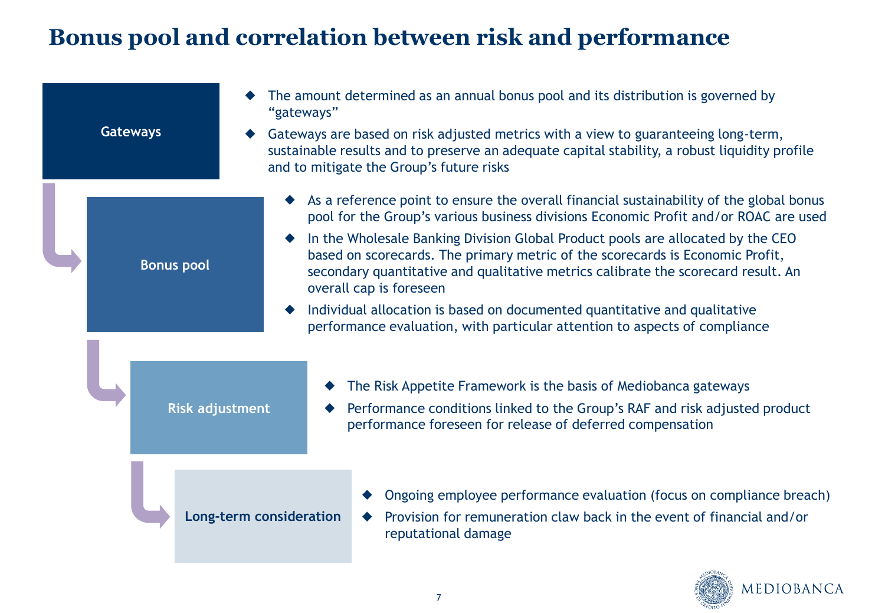# Bonus pool and correlation between risk and performance

## Gateways

- The amount determined as an annual bonus pool and its distribution is governed by "gateways"
- Gateways are based on risk adjusted metrics with a view to guaranteeing long-term, sustainable results and to preserve an adequate capital stability, a robust liquidity profile and to mitigate the Group's future risks

## Bonus pool

- As a reference point to ensure the overall financial sustainability of the global bonus pool for the Group's various business divisions Economic Profit and/or ROAC are used
- In the Wholesale Banking Division Global Product pools are allocated by the CEO based on scorecards. The primary metric of the scorecards is Economic Profit, secondary quantitative and qualitative metrics calibrate the scorecard result. An overall cap is foreseen
- Individual allocation is based on documented quantitative and qualitative performance evaluation, with particular attention to aspects of compliance

## Risk adjustment

- The Risk Appetite Framework is the basis of Mediobanca gateways
- Performance conditions linked to the Group's RAF and risk adjusted product performance foreseen for release of deferred compensation

## Long-term consideration

- Ongoing employee performance evaluation (focus on compliance breach)
- Provision for remuneration claw back in the event of financial and/or reputational damage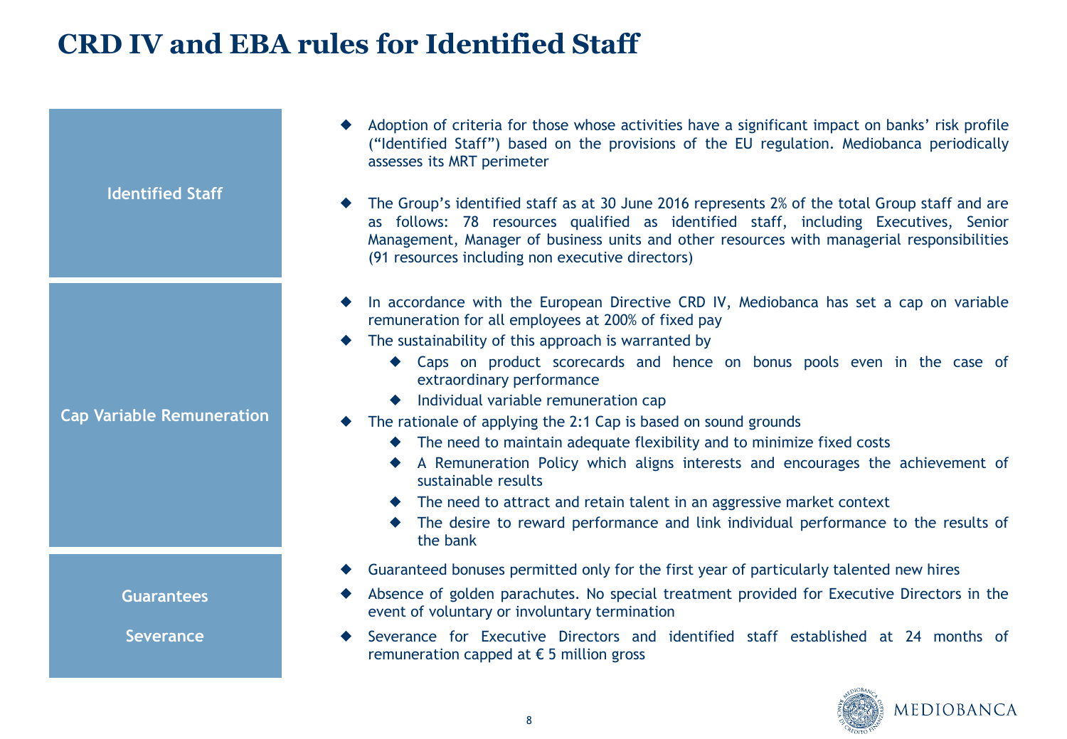# CRD IV and EBA rules for Identified Staff

## Identified Staff

- Adoption of criteria for those whose activities have a significant impact on banks' risk profile ("Identified Staff") based on the provisions of the EU regulation. Mediobanca periodically assesses its MRT perimeter
- The Group's identified staff as at 30 June 2016 represents 2% of the total Group staff and are as follows: 78 resources qualified as identified staff, including Executives, Senior Management, Manager of business units and other resources with managerial responsibilities (91 resources including non executive directors)

## Cap Variable Remuneration

- In accordance with the European Directive CRD IV, Mediobanca has set a cap on variable remuneration for all employees at 200% of fixed pay
- The sustainability of this approach is warranted by
  - Caps on product scorecards and hence on bonus pools even in the case of extraordinary performance
  - Individual variable remuneration cap
- The rationale of applying the 2:1 Cap is based on sound grounds
  - The need to maintain adequate flexibility and to minimize fixed costs
  - A Remuneration Policy which aligns interests and encourages the achievement of sustainable results
  - The need to attract and retain talent in an aggressive market context
  - The desire to reward performance and link individual performance to the results of the bank

## Guarantees

## Severance

- Guaranteed bonuses permitted only for the first year of particularly talented new hires
- Absence of golden parachutes. No special treatment provided for Executive Directors in the event of voluntary or involuntary termination
- Severance for Executive Directors and identified staff established at 24 months of remuneration capped at € 5 million gross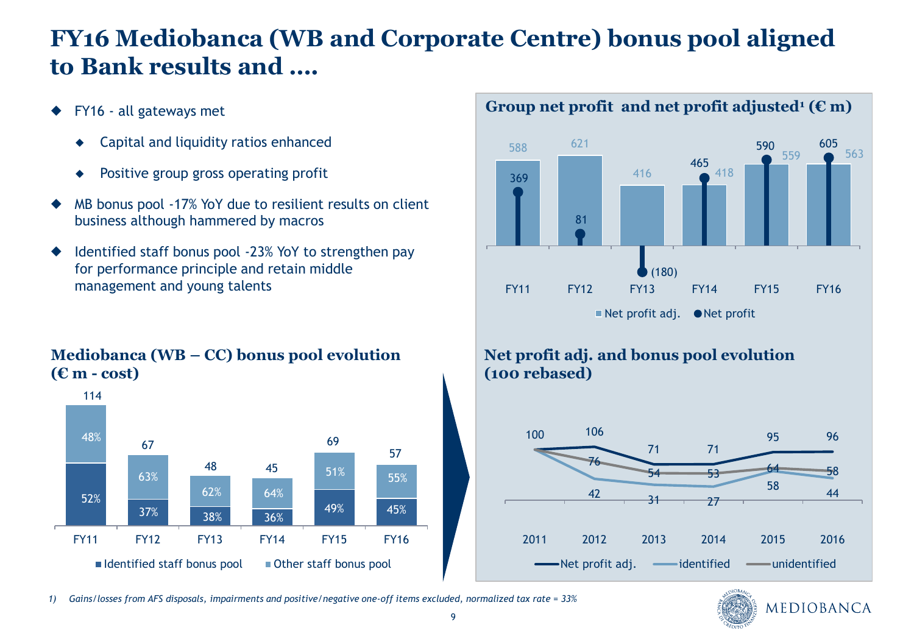# FY16 Mediobanca (WB and Corporate Centre) bonus pool aligned to Bank results and ….

- FY16 - all gateways met
  - Capital and liquidity ratios enhanced
  - Positive group gross operating profit
- MB bonus pool -17% YoY due to resilient results on client business although hammered by macros
- Identified staff bonus pool -23% YoY to strengthen pay for performance principle and retain middle management and young talents

### Group net profit and net profit adjusted[1] (€ m)

| | FY11 | FY12 | FY13 | FY14 | FY15 | FY16 |
|---|---|---|---|---|---|---|
| Net profit adj. | 588 | 621 | 416 | 418 | 559 | 563 |
| Net profit | 369 | 81 | (180) | 465 | 590 | 605 |

### Mediobanca (WB – CC) bonus pool evolution (€ m - cost)

| | FY11 | FY12 | FY13 | FY14 | FY15 | FY16 |
|---|---|---|---|---|---|---|
| Total | 114 | 67 | 48 | 45 | 69 | 57 |
| Identified staff bonus pool | 52% | 37% | 38% | 36% | 49% | 45% |
| Other staff bonus pool | 48% | 63% | 62% | 64% | 51% | 55% |

### Net profit adj. and bonus pool evolution (100 rebased)

| | 2011 | 2012 | 2013 | 2014 | 2015 | 2016 |
|---|---|---|---|---|---|---|
| Net profit adj. | 100 | 106 | 71 | 71 | 95 | 96 |
| identified | 100 | 42 | 31 | 27 | 58 | 44 |
| unidentified | 100 | 76 | 54 | 53 | 64 | 58 |

*1) Gains/losses from AFS disposals, impairments and positive/negative one-off items excluded, normalized tax rate = 33%*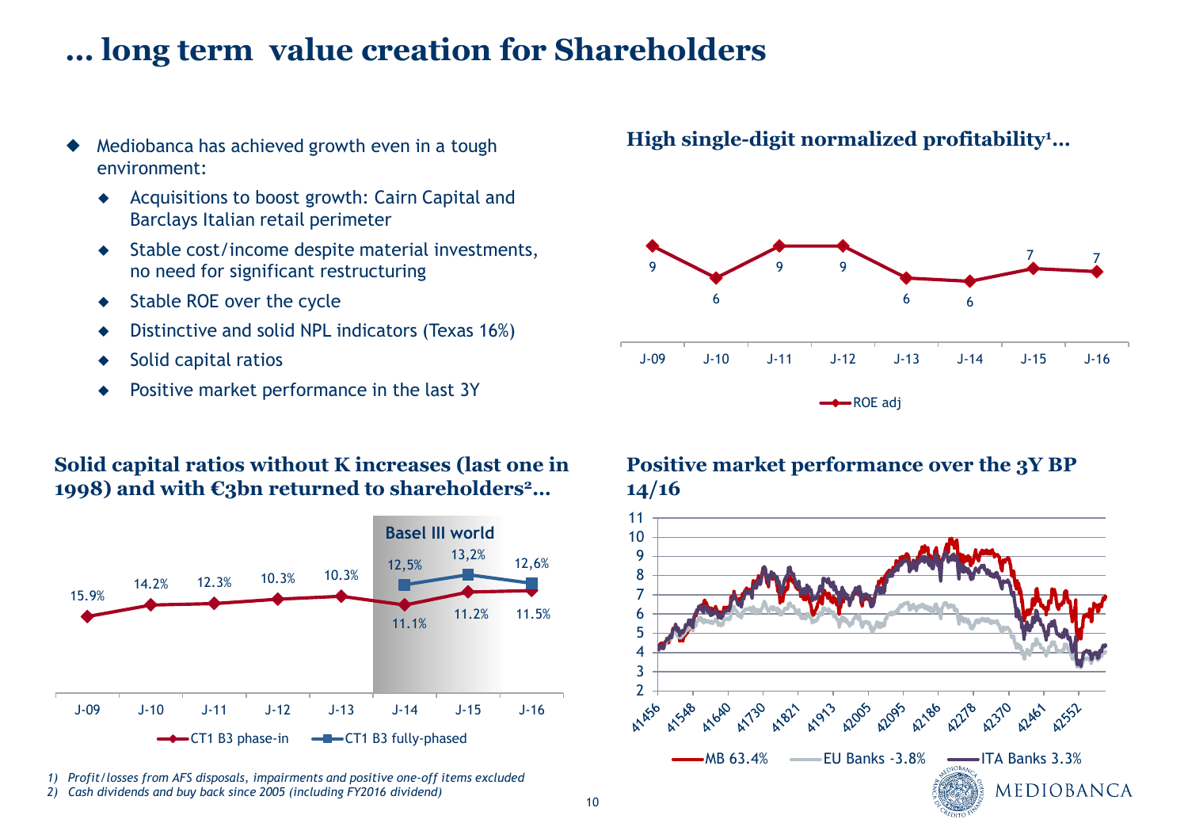# … long term value creation for Shareholders

- Mediobanca has achieved growth even in a tough environment:
  - Acquisitions to boost growth: Cairn Capital and Barclays Italian retail perimeter
  - Stable cost/income despite material investments, no need for significant restructuring
  - Stable ROE over the cycle
  - Distinctive and solid NPL indicators (Texas 16%)
  - Solid capital ratios
  - Positive market performance in the last 3Y

**High single-digit normalized profitability[1]…**

| | J-09 | J-10 | J-11 | J-12 | J-13 | J-14 | J-15 | J-16 |
|---|---|---|---|---|---|---|---|---|
| ROE adj | 9 | 6 | 9 | 9 | 6 | 6 | 7 | 7 |

**Solid capital ratios without K increases (last one in 1998) and with €3bn returned to shareholders[2]…**

Basel III world

| | J-09 | J-10 | J-11 | J-12 | J-13 | J-14 | J-15 | J-16 |
|---|---|---|---|---|---|---|---|---|
| CT1 B3 phase-in | 15.9% | 14.2% | 12.3% | 10.3% | 10.3% | 11.1% | 11.2% | 11.5% |
| CT1 B3 fully-phased | | | | | | 12,5% | 13,2% | 12,6% |

**Positive market performance over the 3Y BP 14/16**

MB 63.4% | EU Banks -3.8% | ITA Banks 3.3%

1) *Profit/losses from AFS disposals, impairments and positive one-off items excluded*
2) *Cash dividends and buy back since 2005 (including FY2016 dividend)*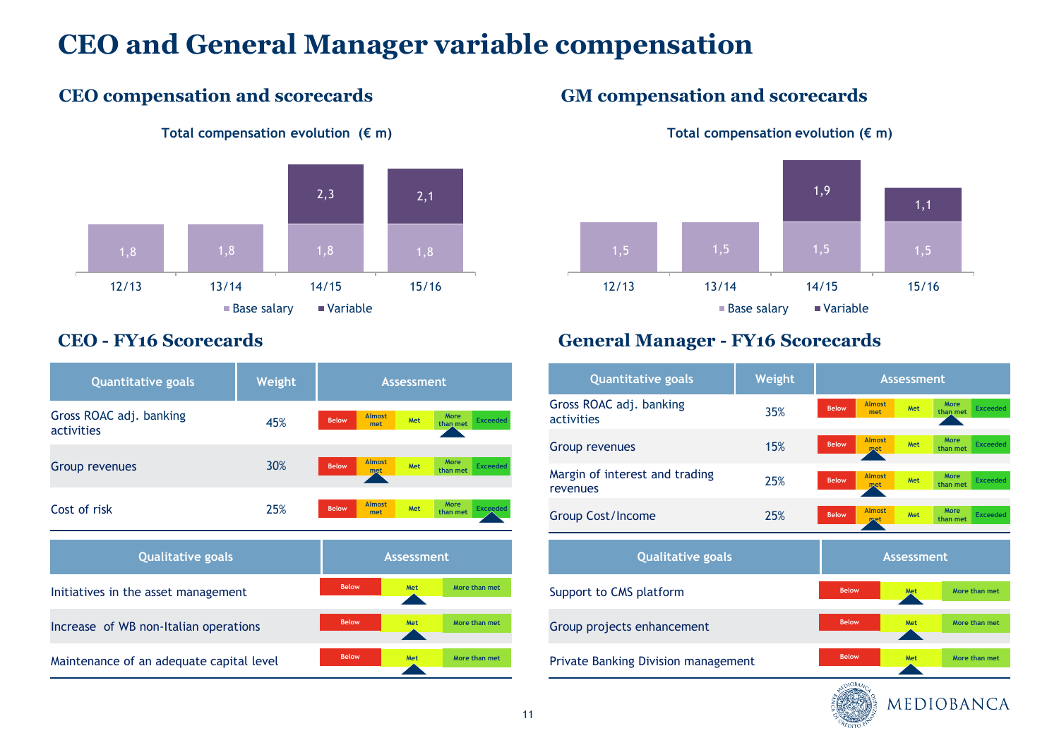# CEO and General Manager variable compensation

## CEO compensation and scorecards

**Total compensation evolution (€ m)**

| | 12/13 | 13/14 | 14/15 | 15/16 |
|---|---|---|---|---|
| Base salary | 1,8 | 1,8 | 1,8 | 1,8 |
| Variable | | | 2,3 | 2,1 |

## GM compensation and scorecards

**Total compensation evolution (€ m)**

| | 12/13 | 13/14 | 14/15 | 15/16 |
|---|---|---|---|---|
| Base salary | 1,5 | 1,5 | 1,5 | 1,5 |
| Variable | | | 1,9 | 1,1 |

## CEO - FY16 Scorecards

| Quantitative goals | Weight | Assessment |
|---|---|---|
| Gross ROAC adj. banking activities | 45% | More than met |
| Group revenues | 30% | Almost met |
| Cost of risk | 25% | Exceeded |

Assessment scale: Below / Almost met / Met / More than met / Exceeded

| Qualitative goals | Assessment |
|---|---|
| Initiatives in the asset management | Met |
| Increase of WB non-Italian operations | Met |
| Maintenance of an adequate capital level | Met |

Assessment scale: Below / Met / More than met

## General Manager - FY16 Scorecards

| Quantitative goals | Weight | Assessment |
|---|---|---|
| Gross ROAC adj. banking activities | 35% | More than met |
| Group revenues | 15% | Almost met |
| Margin of interest and trading revenues | 25% | Almost met |
| Group Cost/Income | 25% | Almost met |

Assessment scale: Below / Almost met / Met / More than met / Exceeded

| Qualitative goals | Assessment |
|---|---|
| Support to CMS platform | Met |
| Group projects enhancement | Met |
| Private Banking Division management | Met |

Assessment scale: Below / Met / More than met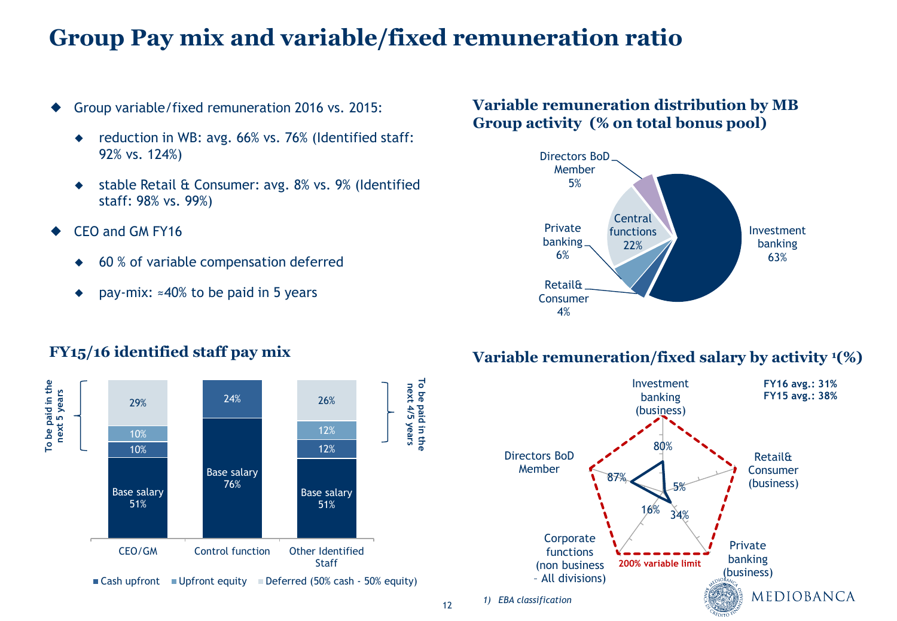# Group Pay mix and variable/fixed remuneration ratio

- Group variable/fixed remuneration 2016 vs. 2015:
  - reduction in WB: avg. 66% vs. 76% (Identified staff: 92% vs. 124%)
  - stable Retail & Consumer: avg. 8% vs. 9% (Identified staff: 98% vs. 99%)
- CEO and GM FY16
  - 60 % of variable compensation deferred
  - pay-mix: ≈40% to be paid in 5 years

### Variable remuneration distribution by MB Group activity (% on total bonus pool)

Investment banking 63%
Central functions 22%
Private banking 6%
Directors BoD Member 5%
Retail& Consumer 4%

### FY15/16 identified staff pay mix

To be paid in the next 5 years

To be paid in the next 4/5 years

CEO/GM: Base salary 51%; 10%; 10%; 29%
Control function: Base salary 76%; 24%
Other Identified Staff: Base salary 51%; 12%; 12%; 26%

Cash upfront | Upfront equity | Deferred (50% cash - 50% equity)

### Variable remuneration/fixed salary by activity [1] (%)

FY16 avg.: 31%
FY15 avg.: 38%

Investment banking (business) 80%
Retail& Consumer (business) 5%
Private banking (business) 34%
Corporate functions (non business – All divisions) 16%
Directors BoD Member 87%

200% variable limit

1) EBA classification